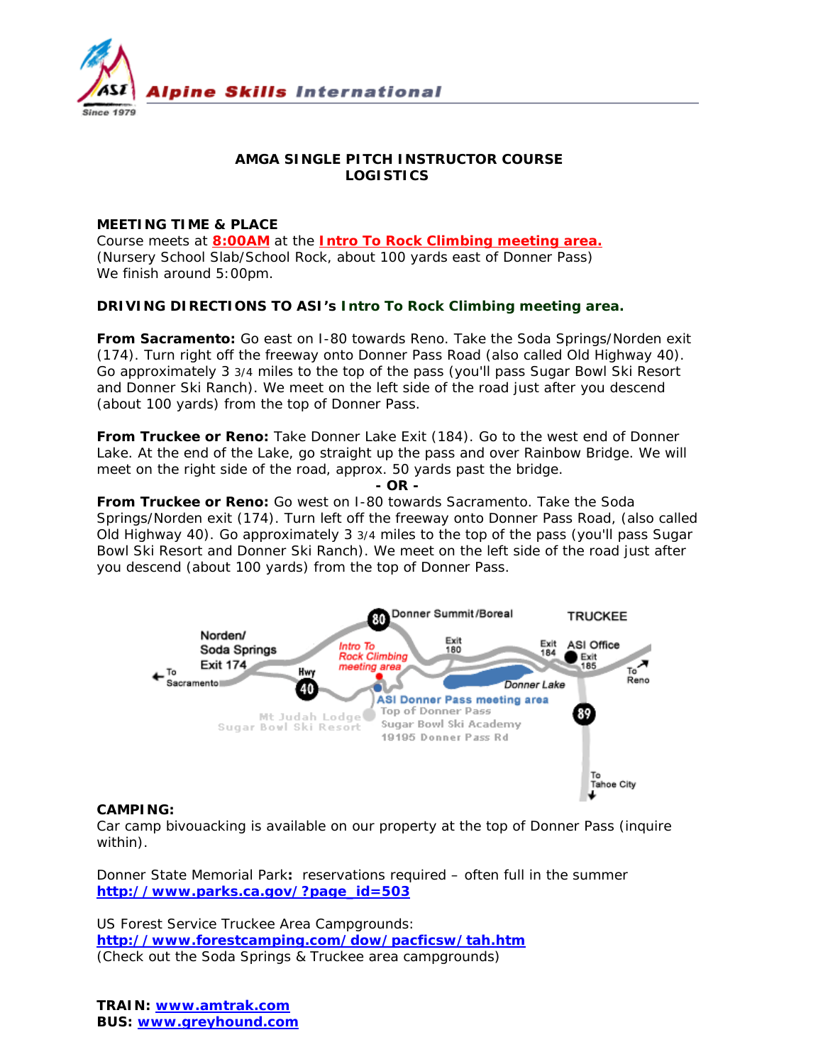Alpine Skills International

Since 1979

**AMGA SINGLE PITCH INSTRUCTOR COURSE**
**LOGISTICS**

**MEETING TIME & PLACE**
Course meets at **8:00AM** at the **Intro To Rock Climbing meeting area.**
(Nursery School Slab/School Rock, about 100 yards east of Donner Pass)
We finish around 5:00pm.

**DRIVING DIRECTIONS TO ASI's Intro To Rock Climbing meeting area.**

**From Sacramento:** Go east on I-80 towards Reno. Take the Soda Springs/Norden exit (174). Turn right off the freeway onto Donner Pass Road (also called Old Highway 40). Go approximately 3 3/4 miles to the top of the pass (you'll pass Sugar Bowl Ski Resort and Donner Ski Ranch). We meet on the left side of the road just after you descend (about 100 yards) from the top of Donner Pass.

**From Truckee or Reno:** Take Donner Lake Exit (184). Go to the west end of Donner Lake. At the end of the Lake, go straight up the pass and over Rainbow Bridge. We will meet on the right side of the road, approx. 50 yards past the bridge.

**- OR -**

**From Truckee or Reno:** Go west on I-80 towards Sacramento. Take the Soda Springs/Norden exit (174). Turn left off the freeway onto Donner Pass Road, (also called Old Highway 40). Go approximately 3 3/4 miles to the top of the pass (you'll pass Sugar Bowl Ski Resort and Donner Ski Ranch). We meet on the left side of the road just after you descend (about 100 yards) from the top of Donner Pass.

80 Donner Summit/Boreal
TRUCKEE
Norden/
Soda Springs
Exit 174
To Sacramento
Hwy 40
*Intro To Rock Climbing meeting area*
Exit 180
Exit 184
ASI Office
Exit 185
To Reno
Donner Lake
ASI Donner Pass meeting area
Top of Donner Pass
Sugar Bowl Ski Academy
19195 Donner Pass Rd
Mt Judah Lodge
Sugar Bowl Ski Resort
89
To Tahoe City

**CAMPING:**
Car camp bivouacking is available on our property at the top of Donner Pass (inquire within).

Donner State Memorial Park**:** reservations required – often full in the summer
**http://www.parks.ca.gov/?page_id=503**

US Forest Service Truckee Area Campgrounds:
**http://www.forestcamping.com/dow/pacficsw/tah.htm**
(Check out the Soda Springs & Truckee area campgrounds)

**TRAIN: www.amtrak.com**
**BUS: www.greyhound.com**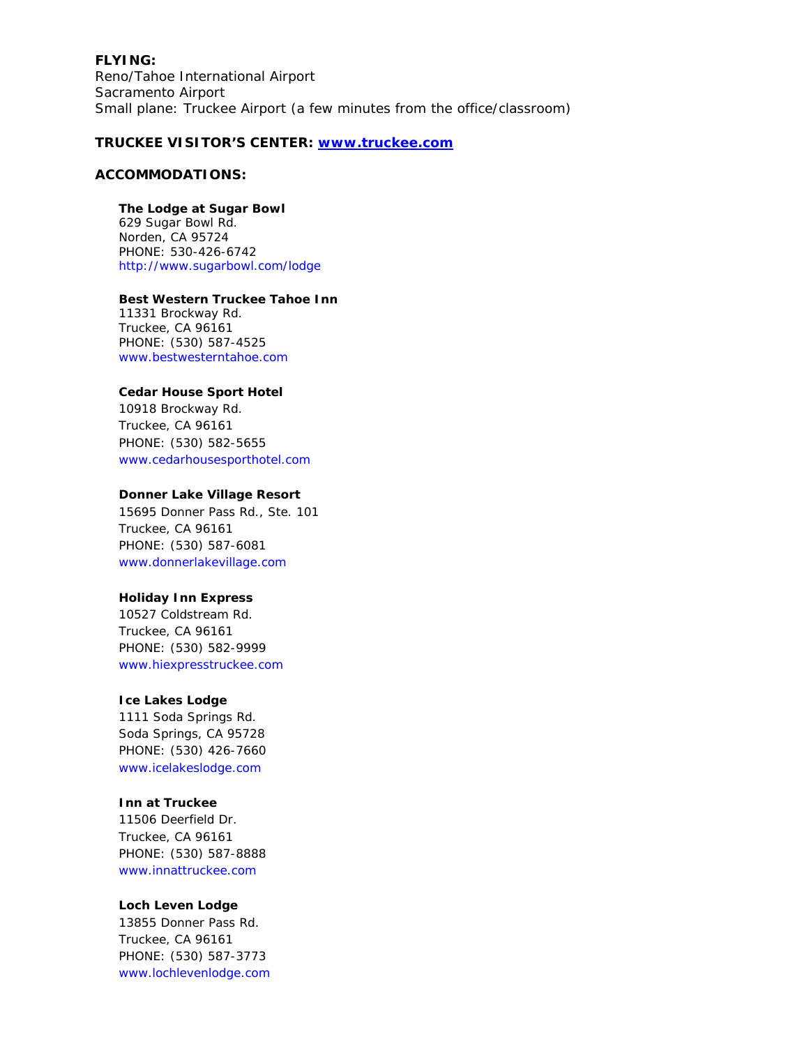**FLYING:**
Reno/Tahoe International Airport
Sacramento Airport
Small plane: Truckee Airport (a few minutes from the office/classroom)

**TRUCKEE VISITOR'S CENTER: [www.truckee.com](http://www.truckee.com)**

**ACCOMMODATIONS:**

**The Lodge at Sugar Bowl**
629 Sugar Bowl Rd.
Norden, CA 95724
PHONE: 530-426-6742
http://www.sugarbowl.com/lodge

**Best Western Truckee Tahoe Inn**
11331 Brockway Rd.
Truckee, CA 96161
PHONE: (530) 587-4525
www.bestwesterntahoe.com

**Cedar House Sport Hotel**
10918 Brockway Rd.
Truckee, CA 96161
PHONE: (530) 582-5655
www.cedarhousesporthotel.com

**Donner Lake Village Resort**
15695 Donner Pass Rd., Ste. 101
Truckee, CA 96161
PHONE: (530) 587-6081
www.donnerlakevillage.com

**Holiday Inn Express**
10527 Coldstream Rd.
Truckee, CA 96161
PHONE: (530) 582-9999
www.hiexpresstruckee.com

**Ice Lakes Lodge**
1111 Soda Springs Rd.
Soda Springs, CA 95728
PHONE: (530) 426-7660
www.icelakeslodge.com

**Inn at Truckee**
11506 Deerfield Dr.
Truckee, CA 96161
PHONE: (530) 587-8888
www.innattruckee.com

**Loch Leven Lodge**
13855 Donner Pass Rd.
Truckee, CA 96161
PHONE: (530) 587-3773
www.lochlevenlodge.com